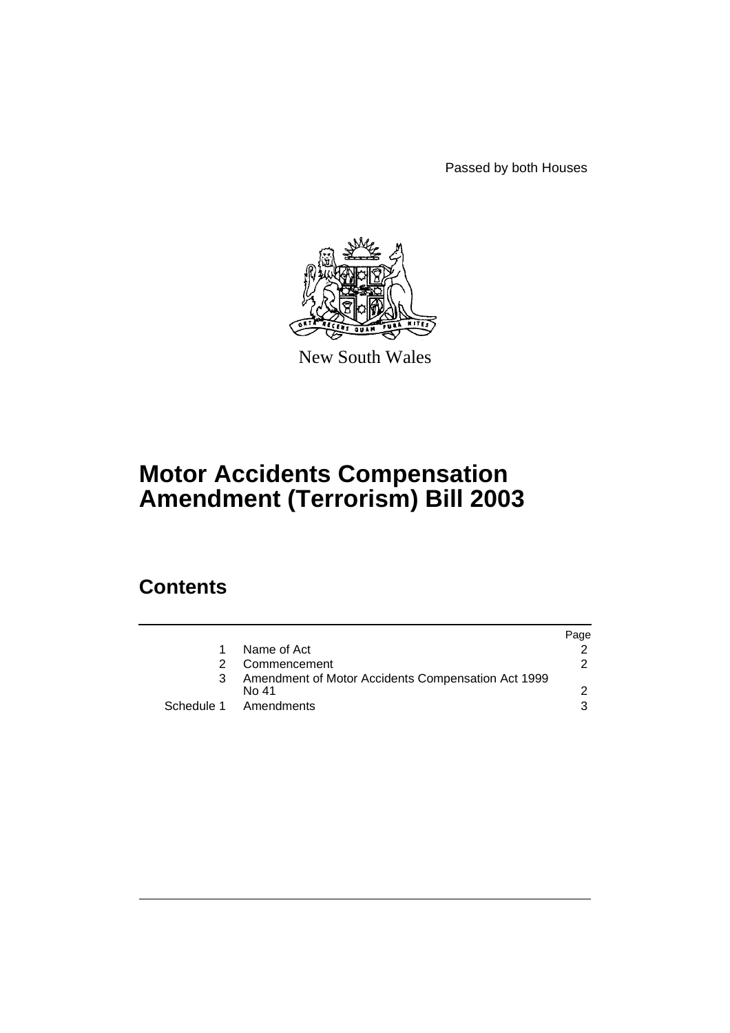Passed by both Houses

New South Wales

# Motor Accidents Compensation Amendment (Terrorism) Bill 2003

## Contents

| | | Page |
|---|---|---|
| 1 | Name of Act | 2 |
| 2 | Commencement | 2 |
| 3 | Amendment of Motor Accidents Compensation Act 1999 No 41 | 2 |
| Schedule 1 | Amendments | 3 |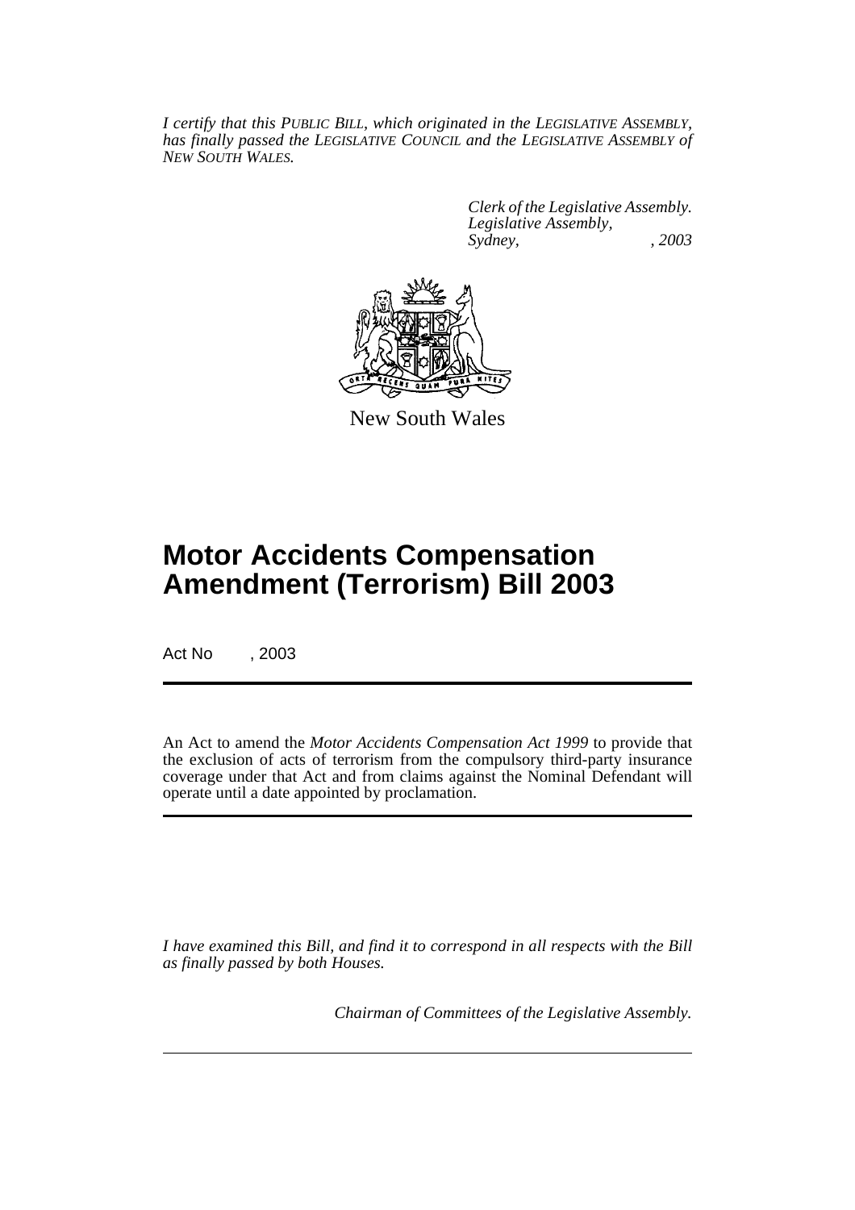*I certify that this PUBLIC BILL, which originated in the LEGISLATIVE ASSEMBLY, has finally passed the LEGISLATIVE COUNCIL and the LEGISLATIVE ASSEMBLY of NEW SOUTH WALES.*

*Clerk of the Legislative Assembly.*
*Legislative Assembly,*
*Sydney, , 2003*

New South Wales

# Motor Accidents Compensation Amendment (Terrorism) Bill 2003

Act No , 2003

An Act to amend the *Motor Accidents Compensation Act 1999* to provide that the exclusion of acts of terrorism from the compulsory third-party insurance coverage under that Act and from claims against the Nominal Defendant will operate until a date appointed by proclamation.

*I have examined this Bill, and find it to correspond in all respects with the Bill as finally passed by both Houses.*

*Chairman of Committees of the Legislative Assembly.*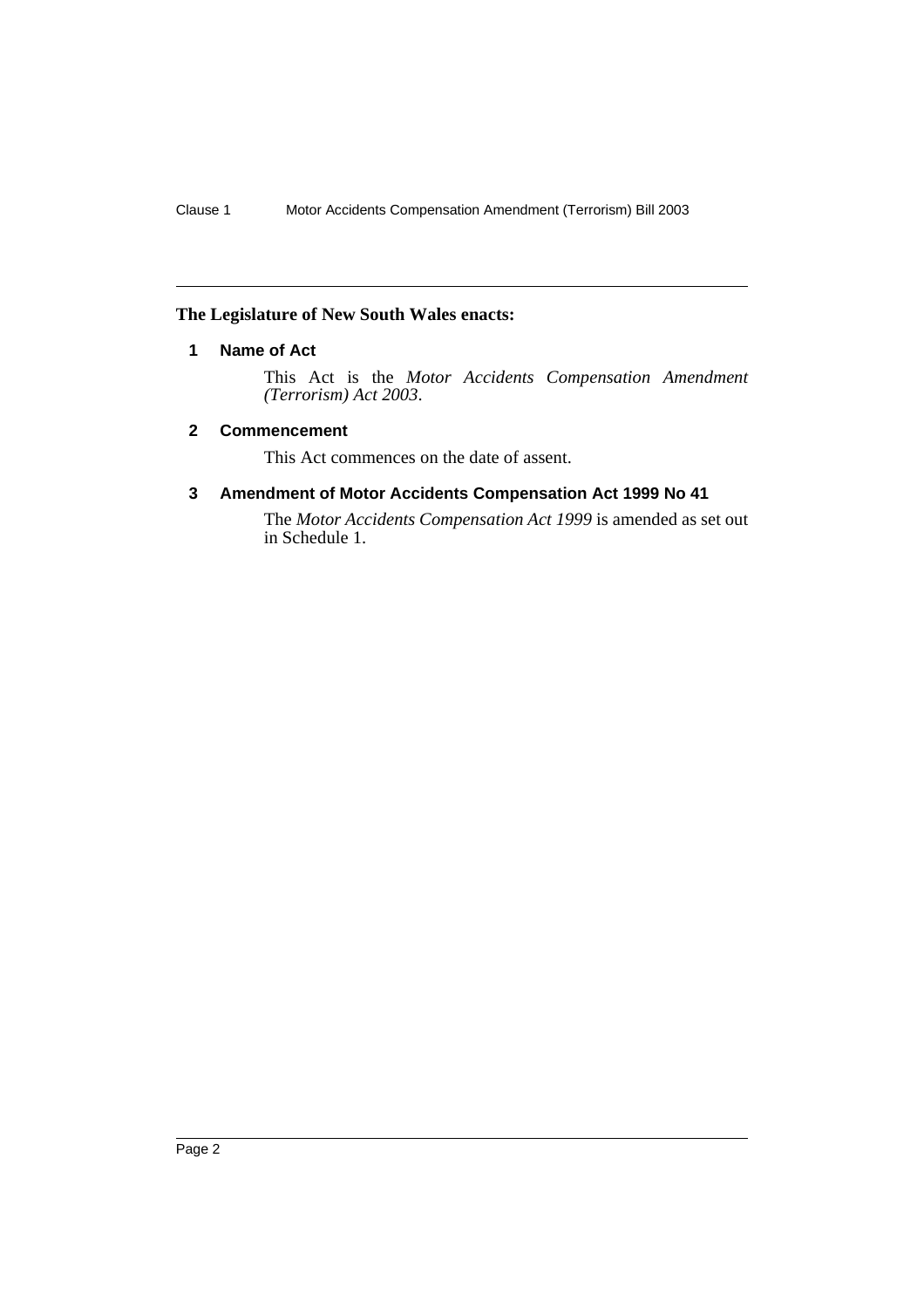**The Legislature of New South Wales enacts:**

## 1 Name of Act

This Act is the *Motor Accidents Compensation Amendment (Terrorism) Act 2003*.

## 2 Commencement

This Act commences on the date of assent.

## 3 Amendment of Motor Accidents Compensation Act 1999 No 41

The *Motor Accidents Compensation Act 1999* is amended as set out in Schedule 1.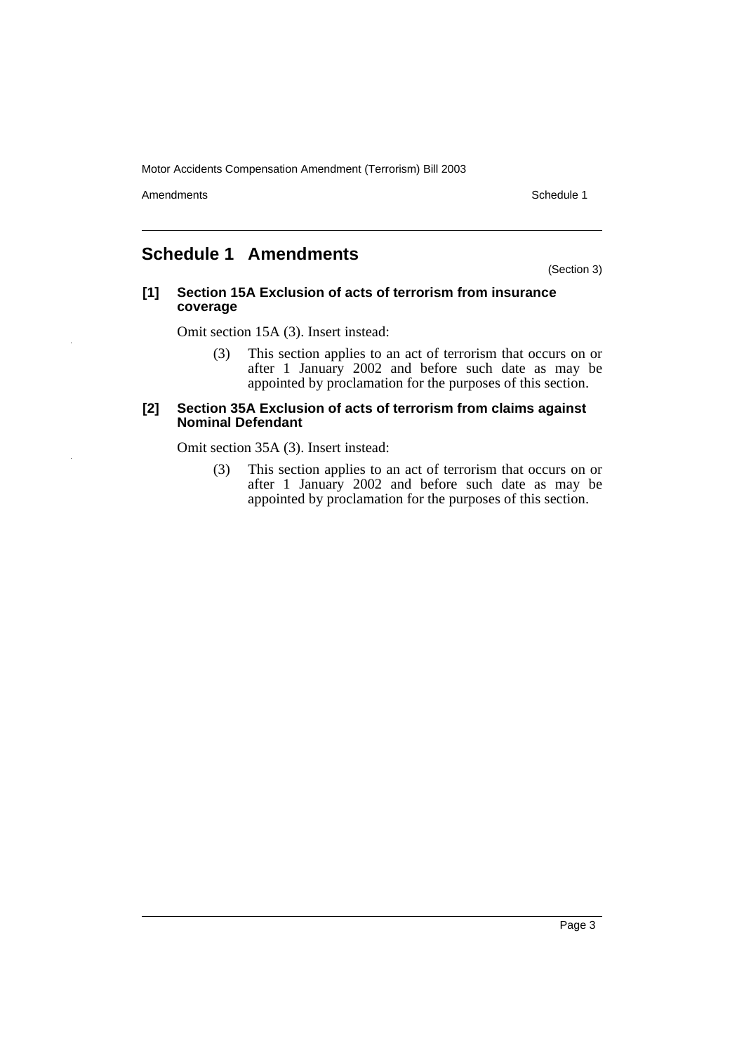# Schedule 1 Amendments

(Section 3)

**[1] Section 15A Exclusion of acts of terrorism from insurance coverage**

Omit section 15A (3). Insert instead:

> (3) This section applies to an act of terrorism that occurs on or after 1 January 2002 and before such date as may be appointed by proclamation for the purposes of this section.

**[2] Section 35A Exclusion of acts of terrorism from claims against Nominal Defendant**

Omit section 35A (3). Insert instead:

> (3) This section applies to an act of terrorism that occurs on or after 1 January 2002 and before such date as may be appointed by proclamation for the purposes of this section.